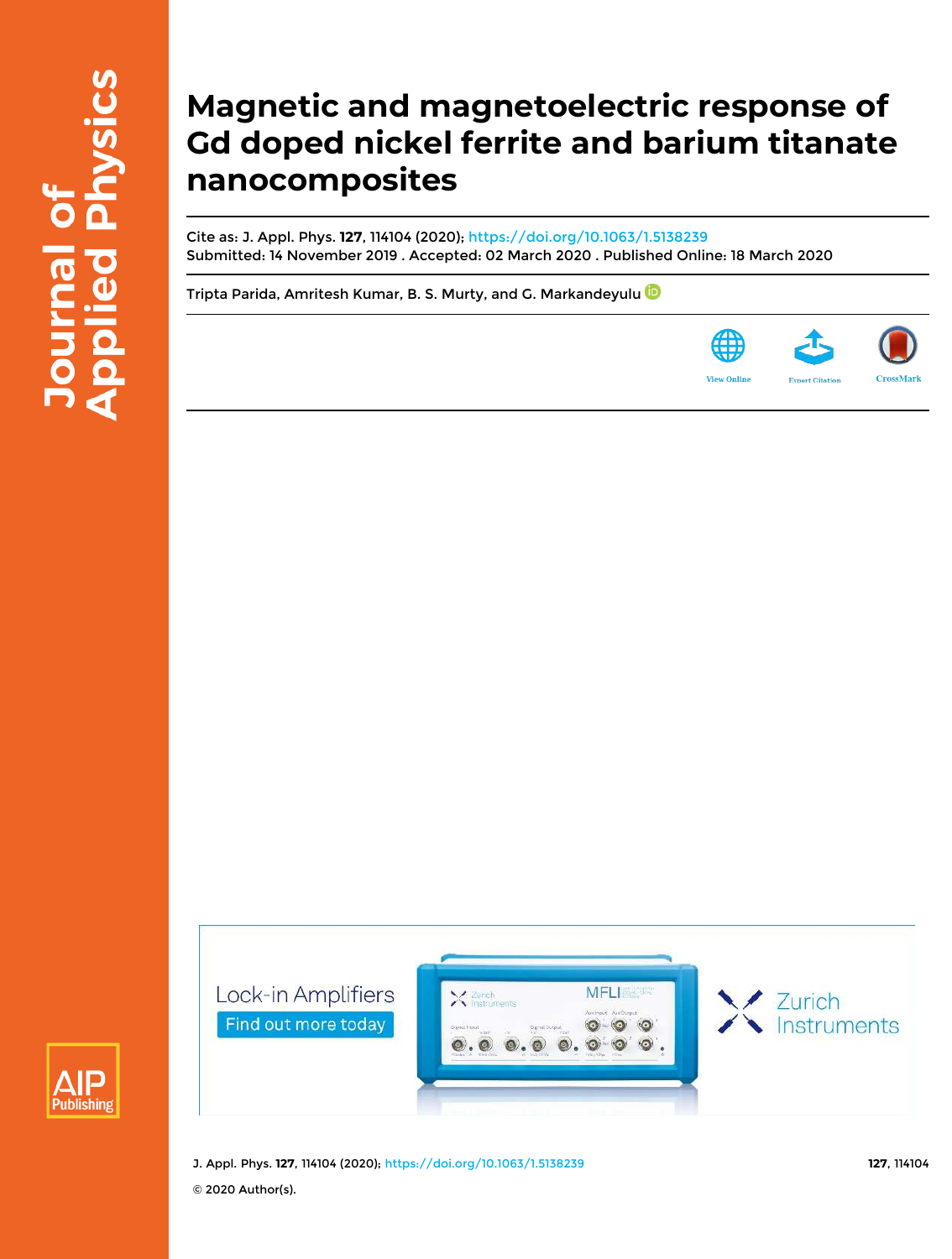# Magnetic and magnetoelectric response of Gd doped nickel ferrite and barium titanate nanocomposites

Cite as: J. Appl. Phys. **127**, 114104 (2020); https://doi.org/10.1063/1.5138239

Submitted: 14 November 2019 . Accepted: 02 March 2020 . Published Online: 18 March 2020

Tripta Parida, Amritesh Kumar, B. S. Murty, and G. Markandeyulu

© 2020 Author(s).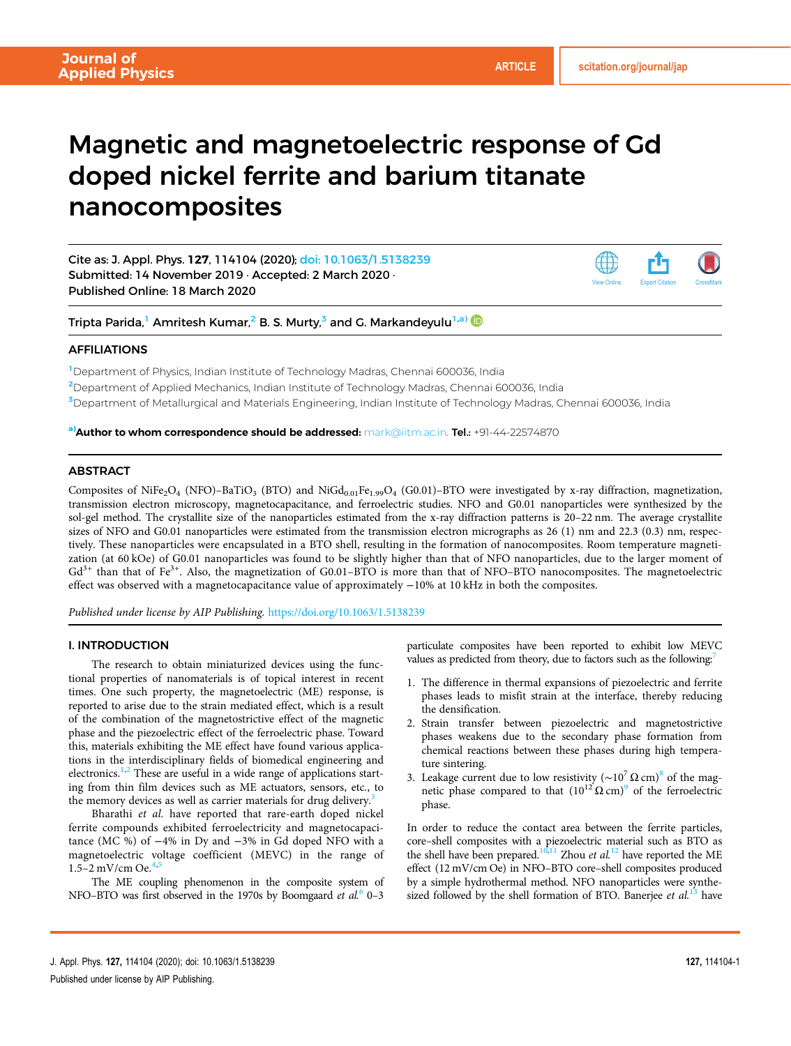# Magnetic and magnetoelectric response of Gd doped nickel ferrite and barium titanate nanocomposites

Cite as: J. Appl. Phys. **127**, 114104 (2020); doi: 10.1063/1.5138239
Submitted: 14 November 2019 · Accepted: 2 March 2020 ·
Published Online: 18 March 2020

Tripta Parida,[1] Amritesh Kumar,[2] B. S. Murty,[3] and G. Markandeyulu[1,a)]

## AFFILIATIONS

[1]Department of Physics, Indian Institute of Technology Madras, Chennai 600036, India
[2]Department of Applied Mechanics, Indian Institute of Technology Madras, Chennai 600036, India
[3]Department of Metallurgical and Materials Engineering, Indian Institute of Technology Madras, Chennai 600036, India

[a)]**Author to whom correspondence should be addressed:** mark@iitm.ac.in. **Tel.:** +91-44-22574870

## ABSTRACT

Composites of $NiFe_2O_4$ (NFO)–$BaTiO_3$ (BTO) and $NiGd_{0.01}Fe_{1.99}O_4$ (G0.01)–BTO were investigated by x-ray diffraction, magnetization, transmission electron microscopy, magnetocapacitance, and ferroelectric studies. NFO and G0.01 nanoparticles were synthesized by the sol-gel method. The crystallite size of the nanoparticles estimated from the x-ray diffraction patterns is 20–22 nm. The average crystallite sizes of NFO and G0.01 nanoparticles were estimated from the transmission electron micrographs as 26 (1) nm and 22.3 (0.3) nm, respectively. These nanoparticles were encapsulated in a BTO shell, resulting in the formation of nanocomposites. Room temperature magnetization (at 60 kOe) of G0.01 nanoparticles was found to be slightly higher than that of NFO nanoparticles, due to the larger moment of $Gd^{3+}$ than that of $Fe^{3+}$. Also, the magnetization of G0.01–BTO is more than that of NFO–BTO nanocomposites. The magnetoelectric effect was observed with a magnetocapacitance value of approximately −10% at 10 kHz in both the composites.

*Published under license by AIP Publishing.* https://doi.org/10.1063/1.5138239

## I. INTRODUCTION

The research to obtain miniaturized devices using the functional properties of nanomaterials is of topical interest in recent times. One such property, the magnetoelectric (ME) response, is reported to arise due to the strain mediated effect, which is a result of the combination of the magnetostrictive effect of the magnetic phase and the piezoelectric effect of the ferroelectric phase. Toward this, materials exhibiting the ME effect have found various applications in the interdisciplinary fields of biomedical engineering and electronics.[1,2] These are useful in a wide range of applications starting from thin film devices such as ME actuators, sensors, etc., to the memory devices as well as carrier materials for drug delivery.[3]

Bharathi *et al.* have reported that rare-earth doped nickel ferrite compounds exhibited ferroelectricity and magnetocapacitance (MC %) of −4% in Dy and −3% in Gd doped NFO with a magnetoelectric voltage coefficient (MEVC) in the range of 1.5–2 mV/cm Oe.[4,5]

The ME coupling phenomenon in the composite system of NFO–BTO was first observed in the 1970s by Boomgaard *et al.*[6] 0–3 particulate composites have been reported to exhibit low MEVC values as predicted from theory, due to factors such as the following:[7]

1. The difference in thermal expansions of piezoelectric and ferrite phases leads to misfit strain at the interface, thereby reducing the densification.
2. Strain transfer between piezoelectric and magnetostrictive phases weakens due to the secondary phase formation from chemical reactions between these phases during high temperature sintering.
3. Leakage current due to low resistivity ($\sim 10^7\,\Omega$ cm)[8] of the magnetic phase compared to that ($10^{12}\,\Omega$ cm)[9] of the ferroelectric phase.

In order to reduce the contact area between the ferrite particles, core–shell composites with a piezoelectric material such as BTO as the shell have been prepared.[10,11] Zhou *et al.*[12] have reported the ME effect (12 mV/cm Oe) in NFO–BTO core–shell composites produced by a simple hydrothermal method. NFO nanoparticles were synthesized followed by the shell formation of BTO. Banerjee *et al.*[13] have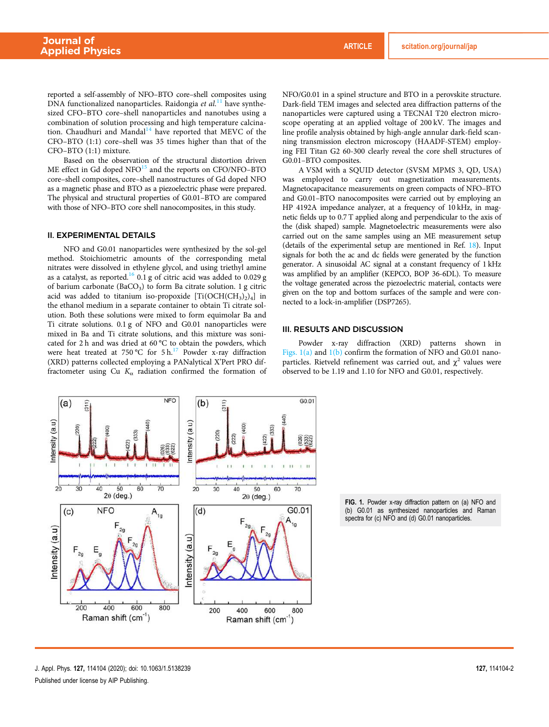reported a self-assembly of NFO–BTO core–shell composites using DNA functionalized nanoparticles. Raidongia *et al.*[11] have synthesized CFO–BTO core–shell nanoparticles and nanotubes using a combination of solution processing and high temperature calcination. Chaudhuri and Mandal[14] have reported that MEVC of the CFO–BTO (1:1) core–shell was 35 times higher than that of the CFO–BTO (1:1) mixture.

Based on the observation of the structural distortion driven ME effect in Gd doped NFO[15] and the reports on CFO/NFO–BTO core–shell composites, core–shell nanostructures of Gd doped NFO as a magnetic phase and BTO as a piezoelectric phase were prepared. The physical and structural properties of G0.01–BTO are compared with those of NFO–BTO core shell nanocomposites, in this study.

## II. EXPERIMENTAL DETAILS

NFO and G0.01 nanoparticles were synthesized by the sol-gel method. Stoichiometric amounts of the corresponding metal nitrates were dissolved in ethylene glycol, and using triethyl amine as a catalyst, as reported.[16] 0.1 g of citric acid was added to 0.029 g of barium carbonate ($BaCO_3$) to form Ba citrate solution. 1 g citric acid was added to titanium iso-propoxide [$Ti(OCH(CH_3)_2)_4$] in the ethanol medium in a separate container to obtain Ti citrate solution. Both these solutions were mixed to form equimolar Ba and Ti citrate solutions. 0.1 g of NFO and G0.01 nanoparticles were mixed in Ba and Ti citrate solutions, and this mixture was sonicated for 2 h and was dried at 60 °C to obtain the powders, which were heat treated at 750 °C for 5 h.[17] Powder x-ray diffraction (XRD) patterns collected employing a PANalytical X'Pert PRO diffractometer using Cu $K_\alpha$ radiation confirmed the formation of NFO/G0.01 in a spinel structure and BTO in a perovskite structure. Dark-field TEM images and selected area diffraction patterns of the nanoparticles were captured using a TECNAI T20 electron microscope operating at an applied voltage of 200 kV. The images and line profile analysis obtained by high-angle annular dark-field scanning transmission electron microscopy (HAADF-STEM) employing FEI Titan G2 60-300 clearly reveal the core shell structures of G0.01–BTO composites.

A VSM with a SQUID detector (SVSM MPMS 3, QD, USA) was employed to carry out magnetization measurements. Magnetocapacitance measurements on green compacts of NFO–BTO and G0.01–BTO nanocomposites were carried out by employing an HP 4192A impedance analyzer, at a frequency of 10 kHz, in magnetic fields up to 0.7 T applied along and perpendicular to the axis of the (disk shaped) sample. Magnetoelectric measurements were also carried out on the same samples using an ME measurement setup (details of the experimental setup are mentioned in Ref. 18). Input signals for both the ac and dc fields were generated by the function generator. A sinusoidal AC signal at a constant frequency of 1 kHz was amplified by an amplifier (KEPCO, BOP 36-6DL). To measure the voltage generated across the piezoelectric material, contacts were given on the top and bottom surfaces of the sample and were connected to a lock-in-amplifier (DSP7265).

## III. RESULTS AND DISCUSSION

Powder x-ray diffraction (XRD) patterns shown in Figs. 1(a) and 1(b) confirm the formation of NFO and G0.01 nanoparticles. Rietveld refinement was carried out, and $\chi^2$ values were observed to be 1.19 and 1.10 for NFO and G0.01, respectively.

**FIG. 1.** Powder x-ray diffraction pattern on (a) NFO and (b) G0.01 as synthesized nanoparticles and Raman spectra for (c) NFO and (d) G0.01 nanoparticles.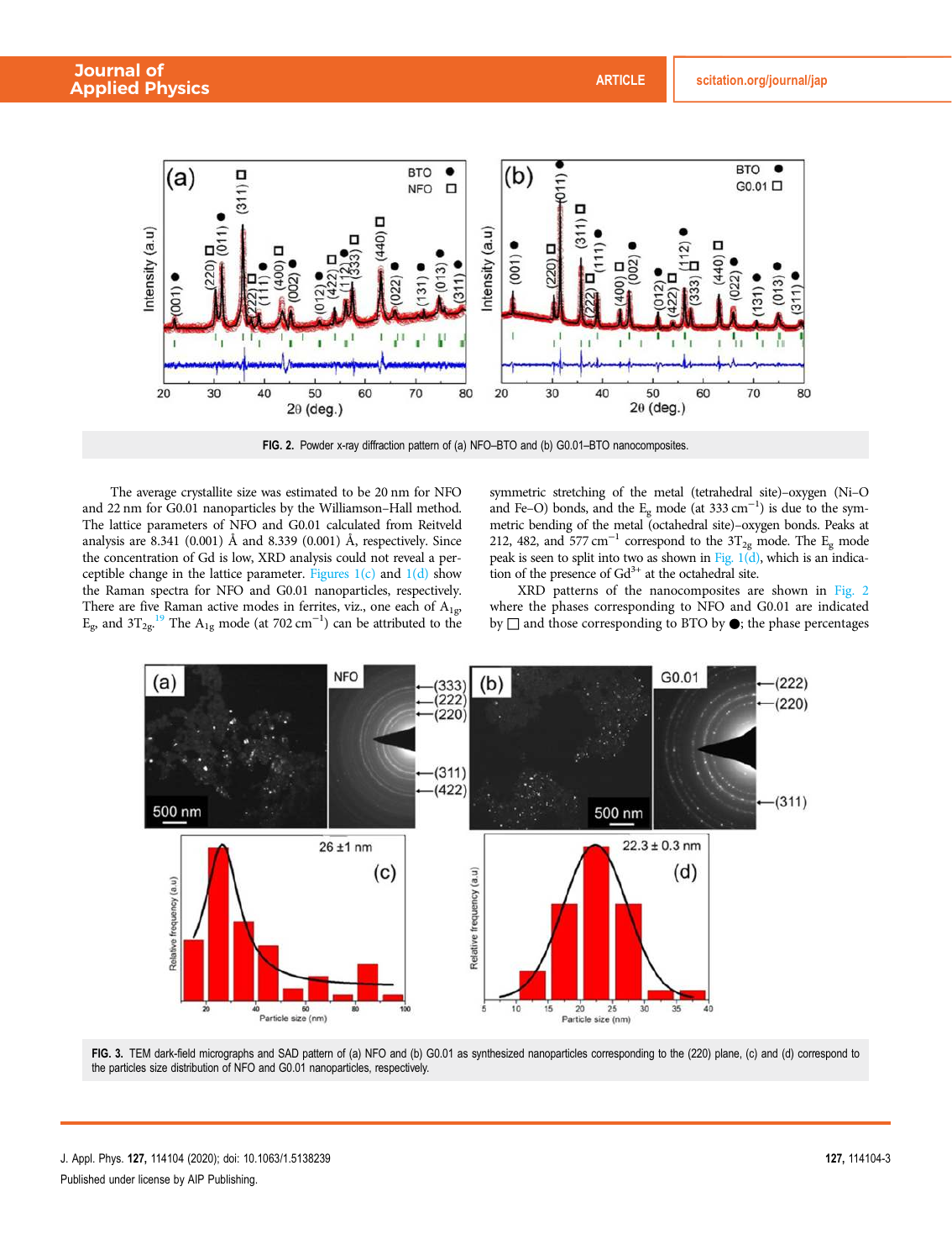FIG. 2. Powder x-ray diffraction pattern of (a) NFO–BTO and (b) G0.01–BTO nanocomposites.

The average crystallite size was estimated to be 20 nm for NFO and 22 nm for G0.01 nanoparticles by the Williamson–Hall method. The lattice parameters of NFO and G0.01 calculated from Reitveld analysis are 8.341 (0.001) Å and 8.339 (0.001) Å, respectively. Since the concentration of Gd is low, XRD analysis could not reveal a perceptible change in the lattice parameter. Figures 1(c) and 1(d) show the Raman spectra for NFO and G0.01 nanoparticles, respectively. There are five Raman active modes in ferrites, viz., one each of $A_{1g}$, $E_g$, and $3T_{2g}$.[19] The $A_{1g}$ mode (at 702 $cm^{-1}$) can be attributed to the symmetric stretching of the metal (tetrahedral site)–oxygen (Ni–O and Fe–O) bonds, and the $E_g$ mode (at 333 $cm^{-1}$) is due to the symmetric bending of the metal (octahedral site)–oxygen bonds. Peaks at 212, 482, and 577 $cm^{-1}$ correspond to the $3T_{2g}$ mode. The $E_g$ mode peak is seen to split into two as shown in Fig. 1(d), which is an indication of the presence of $Gd^{3+}$ at the octahedral site.

XRD patterns of the nanocomposites are shown in Fig. 2 where the phases corresponding to NFO and G0.01 are indicated by □ and those corresponding to BTO by ●; the phase percentages

FIG. 3. TEM dark-field micrographs and SAD pattern of (a) NFO and (b) G0.01 as synthesized nanoparticles corresponding to the (220) plane, (c) and (d) correspond to the particles size distribution of NFO and G0.01 nanoparticles, respectively.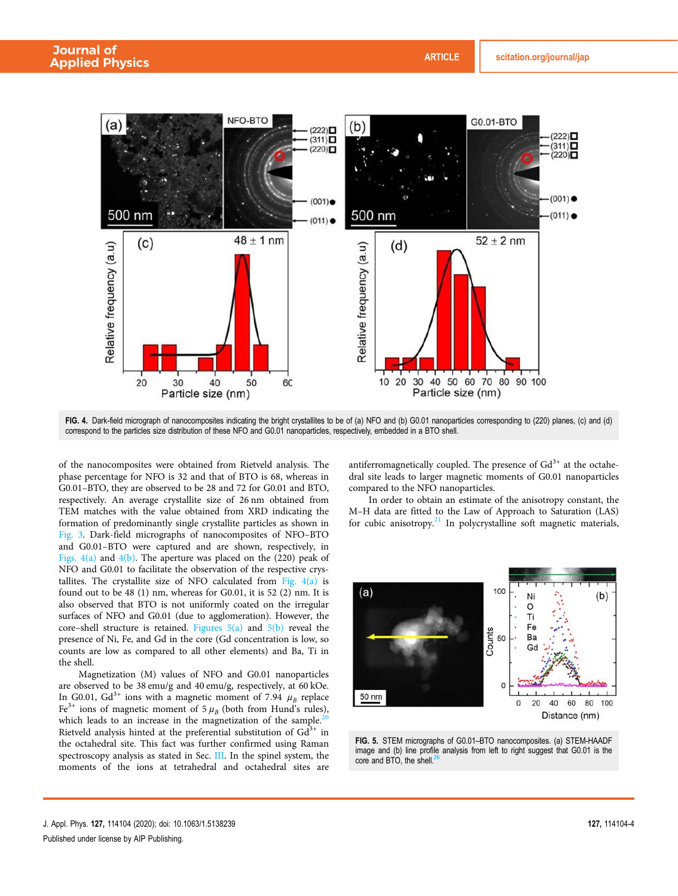FIG. 4. Dark-field micrograph of nanocomposites indicating the bright crystallites to be of (a) NFO and (b) G0.01 nanoparticles corresponding to (220) planes, (c) and (d) correspond to the particles size distribution of these NFO and G0.01 nanoparticles, respectively, embedded in a BTO shell.

of the nanocomposites were obtained from Rietveld analysis. The phase percentage for NFO is 32 and that of BTO is 68, whereas in G0.01–BTO, they are observed to be 28 and 72 for G0.01 and BTO, respectively. An average crystallite size of 26 nm obtained from TEM matches with the value obtained from XRD indicating the formation of predominantly single crystallite particles as shown in Fig. 3. Dark-field micrographs of nanocomposites of NFO–BTO and G0.01–BTO were captured and are shown, respectively, in Figs. 4(a) and 4(b). The aperture was placed on the (220) peak of NFO and G0.01 to facilitate the observation of the respective crystallites. The crystallite size of NFO calculated from Fig. 4(a) is found out to be 48 (1) nm, whereas for G0.01, it is 52 (2) nm. It is also observed that BTO is not uniformly coated on the irregular surfaces of NFO and G0.01 (due to agglomeration). However, the core–shell structure is retained. Figures 5(a) and 5(b) reveal the presence of Ni, Fe, and Gd in the core (Gd concentration is low, so counts are low as compared to all other elements) and Ba, Ti in the shell.

Magnetization (M) values of NFO and G0.01 nanoparticles are observed to be 38 emu/g and 40 emu/g, respectively, at 60 kOe. In G0.01, $Gd^{3+}$ ions with a magnetic moment of 7.94 $\mu_B$ replace $Fe^{3+}$ ions of magnetic moment of 5 $\mu_B$ (both from Hund's rules), which leads to an increase in the magnetization of the sample.[20] Rietveld analysis hinted at the preferential substitution of $Gd^{3+}$ in the octahedral site. This fact was further confirmed using Raman spectroscopy analysis as stated in Sec. III. In the spinel system, the moments of the ions at tetrahedral and octahedral sites are antiferromagnetically coupled. The presence of $Gd^{3+}$ at the octahedral site leads to larger magnetic moments of G0.01 nanoparticles compared to the NFO nanoparticles.

In order to obtain an estimate of the anisotropy constant, the M–H data are fitted to the Law of Approach to Saturation (LAS) for cubic anisotropy.[21] In polycrystalline soft magnetic materials,

FIG. 5. STEM micrographs of G0.01–BTO nanocomposites. (a) STEM-HAADF image and (b) line profile analysis from left to right suggest that G0.01 is the core and BTO, the shell.[26]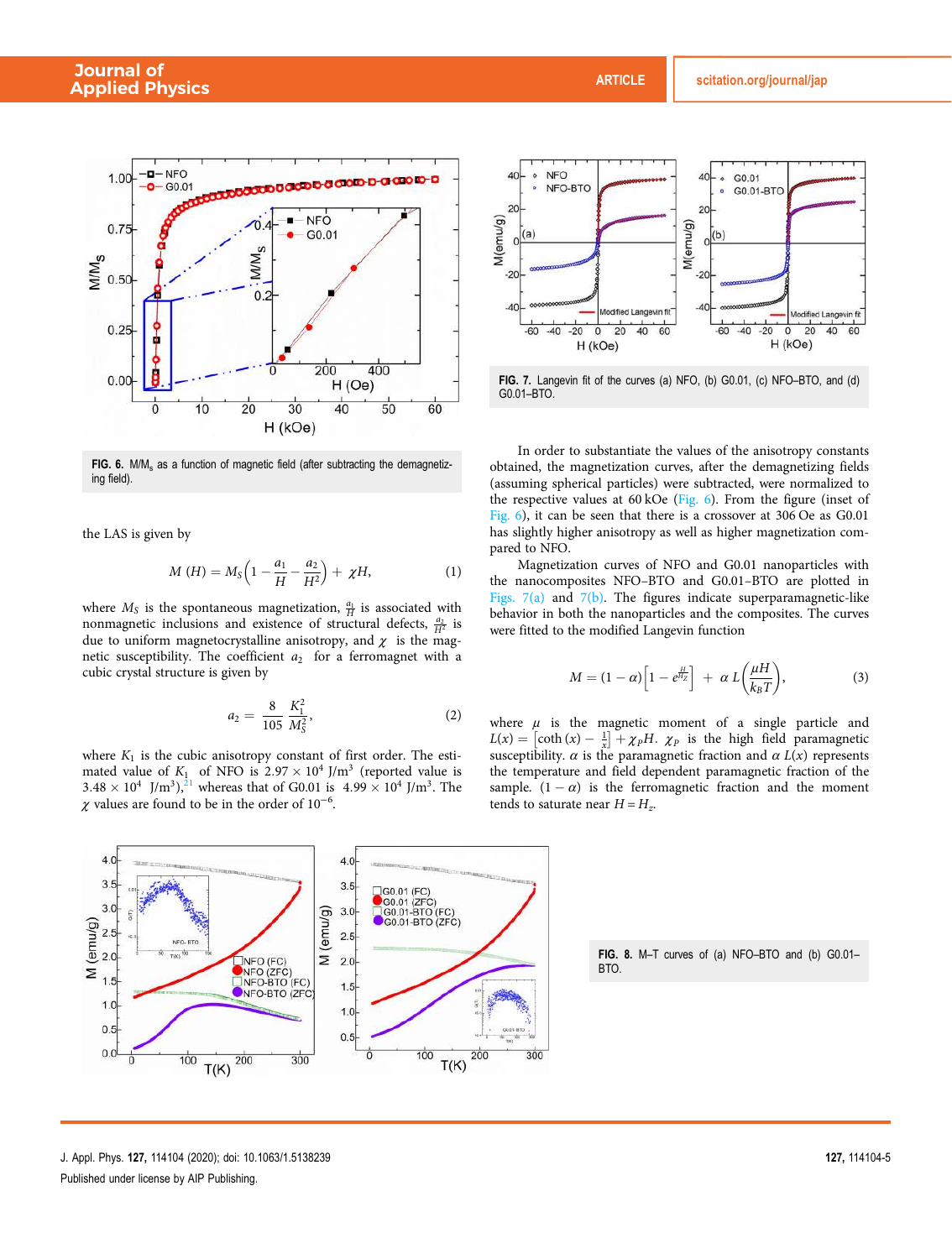FIG. 6. $M/M_s$ as a function of magnetic field (after subtracting the demagnetizing field).

the LAS is given by

$$M(H) = M_S\left(1 - \frac{a_1}{H} - \frac{a_2}{H^2}\right) + \chi H, \tag{1}$$

where $M_S$ is the spontaneous magnetization, $\frac{a_1}{H}$ is associated with nonmagnetic inclusions and existence of structural defects, $\frac{a_2}{H^2}$ is due to uniform magnetocrystalline anisotropy, and $\chi$ is the magnetic susceptibility. The coefficient $a_2$ for a ferromagnet with a cubic crystal structure is given by

$$a_2 = \frac{8}{105}\frac{K_1^2}{M_S^2}, \tag{2}$$

where $K_1$ is the cubic anisotropy constant of first order. The estimated value of $K_1$ of NFO is $2.97 \times 10^4$ J/m$^3$ (reported value is $3.48 \times 10^4$ J/m$^3$),[21] whereas that of G0.01 is $4.99 \times 10^4$ J/m$^3$. The $\chi$ values are found to be in the order of $10^{-6}$.

FIG. 7. Langevin fit of the curves (a) NFO, (b) G0.01, (c) NFO–BTO, and (d) G0.01–BTO.

In order to substantiate the values of the anisotropy constants obtained, the magnetization curves, after the demagnetizing fields (assuming spherical particles) were subtracted, were normalized to the respective values at 60 kOe (Fig. 6). From the figure (inset of Fig. 6), it can be seen that there is a crossover at 306 Oe as G0.01 has slightly higher anisotropy as well as higher magnetization compared to NFO.

Magnetization curves of NFO and G0.01 nanoparticles with the nanocomposites NFO–BTO and G0.01–BTO are plotted in Figs. 7(a) and 7(b). The figures indicate superparamagnetic-like behavior in both the nanoparticles and the composites. The curves were fitted to the modified Langevin function

$$M = (1-\alpha)\left[1 - e^{\frac{H}{H_Z}}\right] + \alpha\, L\left(\frac{\mu H}{k_B T}\right), \tag{3}$$

where $\mu$ is the magnetic moment of a single particle and $L(x) = \left[\coth(x) - \frac{1}{x}\right] + \chi_P H$. $\chi_P$ is the high field paramagnetic susceptibility. $\alpha$ is the paramagnetic fraction and $\alpha\, L(x)$ represents the temperature and field dependent paramagnetic fraction of the sample. $(1-\alpha)$ is the ferromagnetic fraction and the moment tends to saturate near $H = H_z$.

FIG. 8. M–T curves of (a) NFO–BTO and (b) G0.01–BTO.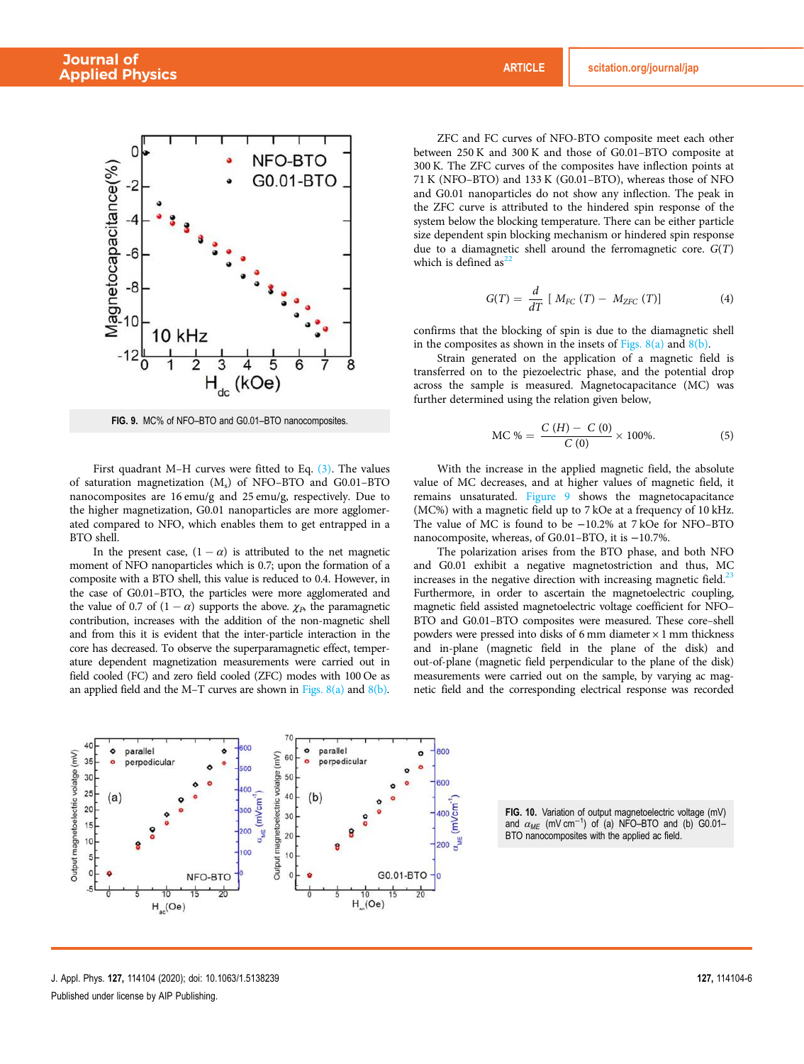FIG. 9. MC% of NFO–BTO and G0.01–BTO nanocomposites.

First quadrant M–H curves were fitted to Eq. (3). The values of saturation magnetization ($M_s$) of NFO–BTO and G0.01–BTO nanocomposites are 16 emu/g and 25 emu/g, respectively. Due to the higher magnetization, G0.01 nanoparticles are more agglomerated compared to NFO, which enables them to get entrapped in a BTO shell.

In the present case, $(1 - \alpha)$ is attributed to the net magnetic moment of NFO nanoparticles which is 0.7; upon the formation of a composite with a BTO shell, this value is reduced to 0.4. However, in the case of G0.01–BTO, the particles were more agglomerated and the value of 0.7 of $(1 - \alpha)$ supports the above. $\chi_P$, the paramagnetic contribution, increases with the addition of the non-magnetic shell and from this it is evident that the inter-particle interaction in the core has decreased. To observe the superparamagnetic effect, temperature dependent magnetization measurements were carried out in field cooled (FC) and zero field cooled (ZFC) modes with 100 Oe as an applied field and the M–T curves are shown in Figs. 8(a) and 8(b).

ZFC and FC curves of NFO-BTO composite meet each other between 250 K and 300 K and those of G0.01–BTO composite at 300 K. The ZFC curves of the composites have inflection points at 71 K (NFO–BTO) and 133 K (G0.01–BTO), whereas those of NFO and G0.01 nanoparticles do not show any inflection. The peak in the ZFC curve is attributed to the hindered spin response of the system below the blocking temperature. There can be either particle size dependent spin blocking mechanism or hindered spin response due to a diamagnetic shell around the ferromagnetic core. $G(T)$ which is defined as[22]

$$G(T) = \frac{d}{dT}\left[ M_{FC}(T) - M_{ZFC}(T) \right] \tag{4}$$

confirms that the blocking of spin is due to the diamagnetic shell in the composites as shown in the insets of Figs. 8(a) and 8(b).

Strain generated on the application of a magnetic field is transferred on to the piezoelectric phase, and the potential drop across the sample is measured. Magnetocapacitance (MC) was further determined using the relation given below,

$$\text{MC}\ \% = \frac{C(H) - C(0)}{C(0)} \times 100\%. \tag{5}$$

With the increase in the applied magnetic field, the absolute value of MC decreases, and at higher values of magnetic field, it remains unsaturated. Figure 9 shows the magnetocapacitance (MC%) with a magnetic field up to 7 kOe at a frequency of 10 kHz. The value of MC is found to be −10.2% at 7 kOe for NFO–BTO nanocomposite, whereas, of G0.01–BTO, it is −10.7%.

The polarization arises from the BTO phase, and both NFO and G0.01 exhibit a negative magnetostriction and thus, MC increases in the negative direction with increasing magnetic field.[23] Furthermore, in order to ascertain the magnetoelectric coupling, magnetic field assisted magnetoelectric voltage coefficient for NFO–BTO and G0.01–BTO composites were measured. These core–shell powders were pressed into disks of 6 mm diameter × 1 mm thickness and in-plane (magnetic field in the plane of the disk) and out-of-plane (magnetic field perpendicular to the plane of the disk) measurements were carried out on the sample, by varying ac magnetic field and the corresponding electrical response was recorded

FIG. 10. Variation of output magnetoelectric voltage (mV) and $\alpha_{ME}$ (mV cm$^{-1}$) of (a) NFO–BTO and (b) G0.01–BTO nanocomposites with the applied ac field.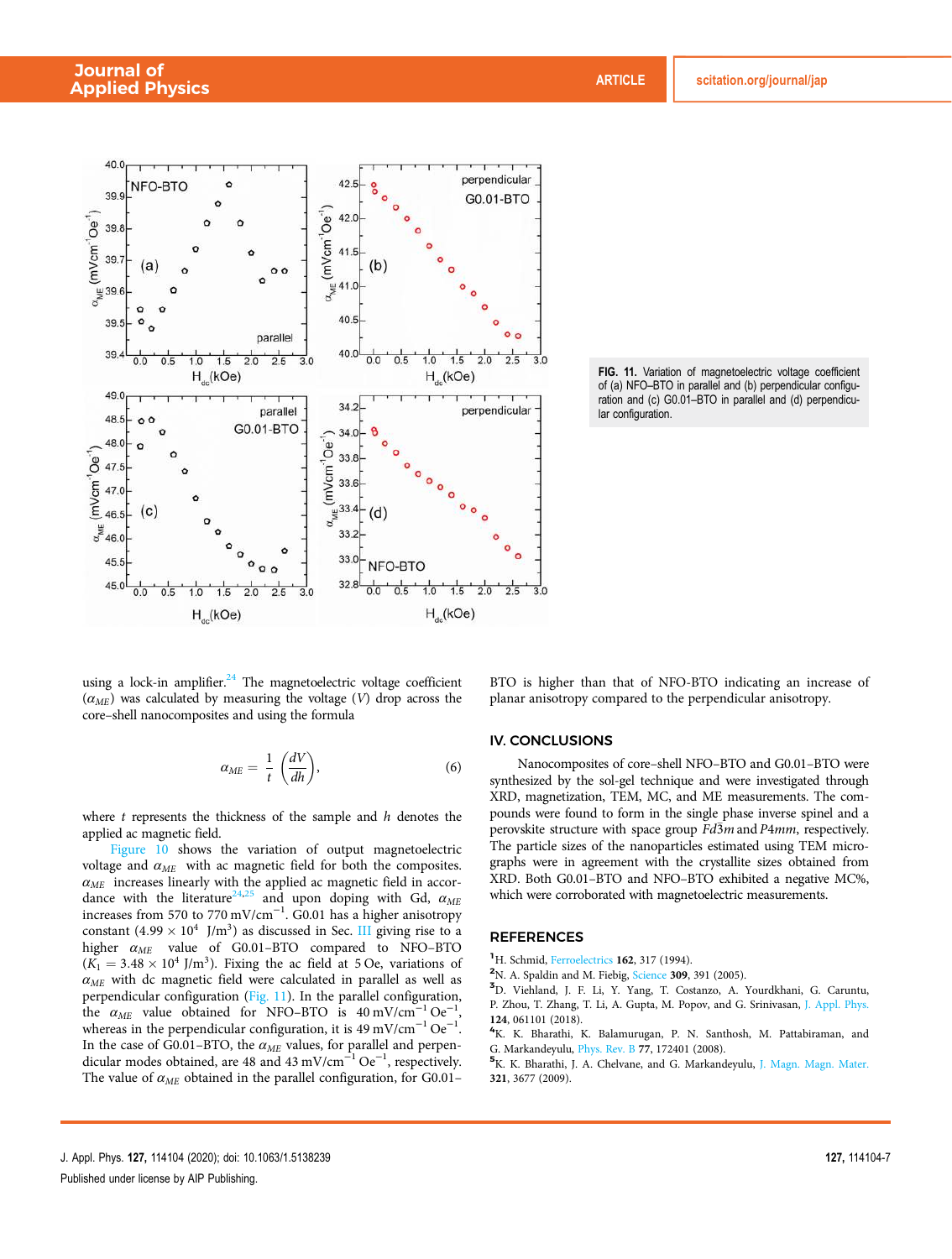FIG. 11. Variation of magnetoelectric voltage coefficient of (a) NFO–BTO in parallel and (b) perpendicular configuration and (c) G0.01–BTO in parallel and (d) perpendicular configuration.

using a lock-in amplifier.[24] The magnetoelectric voltage coefficient ($\alpha_{ME}$) was calculated by measuring the voltage ($V$) drop across the core–shell nanocomposites and using the formula

$$\alpha_{ME} = \frac{1}{t}\left(\frac{dV}{dh}\right), \tag{6}$$

where $t$ represents the thickness of the sample and $h$ denotes the applied ac magnetic field.

Figure 10 shows the variation of output magnetoelectric voltage and $\alpha_{ME}$ with ac magnetic field for both the composites. $\alpha_{ME}$ increases linearly with the applied ac magnetic field in accordance with the literature[24,25] and upon doping with Gd, $\alpha_{ME}$ increases from 570 to 770 mV/cm$^{-1}$. G0.01 has a higher anisotropy constant ($4.99 \times 10^4$ J/m$^3$) as discussed in Sec. III giving rise to a higher $\alpha_{ME}$ value of G0.01–BTO compared to NFO–BTO ($K_1 = 3.48 \times 10^4$ J/m$^3$). Fixing the ac field at 5 Oe, variations of $\alpha_{ME}$ with dc magnetic field were calculated in parallel as well as perpendicular configuration (Fig. 11). In the parallel configuration, the $\alpha_{ME}$ value obtained for NFO–BTO is 40 mV/cm$^{-1}$ Oe$^{-1}$, whereas in the perpendicular configuration, it is 49 mV/cm$^{-1}$ Oe$^{-1}$. In the case of G0.01–BTO, the $\alpha_{ME}$ values, for parallel and perpendicular modes obtained, are 48 and 43 mV/cm$^{-1}$ Oe$^{-1}$, respectively. The value of $\alpha_{ME}$ obtained in the parallel configuration, for G0.01–BTO is higher than that of NFO-BTO indicating an increase of planar anisotropy compared to the perpendicular anisotropy.

## IV. CONCLUSIONS

Nanocomposites of core–shell NFO–BTO and G0.01–BTO were synthesized by the sol-gel technique and were investigated through XRD, magnetization, TEM, MC, and ME measurements. The compounds were found to form in the single phase inverse spinel and a perovskite structure with space group $Fd\bar{3}m$ and $P4mm$, respectively. The particle sizes of the nanoparticles estimated using TEM micrographs were in agreement with the crystallite sizes obtained from XRD. Both G0.01–BTO and NFO–BTO exhibited a negative MC%, which were corroborated with magnetoelectric measurements.

## REFERENCES

[1] H. Schmid, Ferroelectrics **162**, 317 (1994).

[2] N. A. Spaldin and M. Fiebig, Science **309**, 391 (2005).

[3] D. Viehland, J. F. Li, Y. Yang, T. Costanzo, A. Yourdkhani, G. Caruntu, P. Zhou, T. Zhang, T. Li, A. Gupta, M. Popov, and G. Srinivasan, J. Appl. Phys. **124**, 061101 (2018).

[4] K. K. Bharathi, K. Balamurugan, P. N. Santhosh, M. Pattabiraman, and G. Markandeyulu, Phys. Rev. B **77**, 172401 (2008).

[5] K. K. Bharathi, J. A. Chelvane, and G. Markandeyulu, J. Magn. Magn. Mater. **321**, 3677 (2009).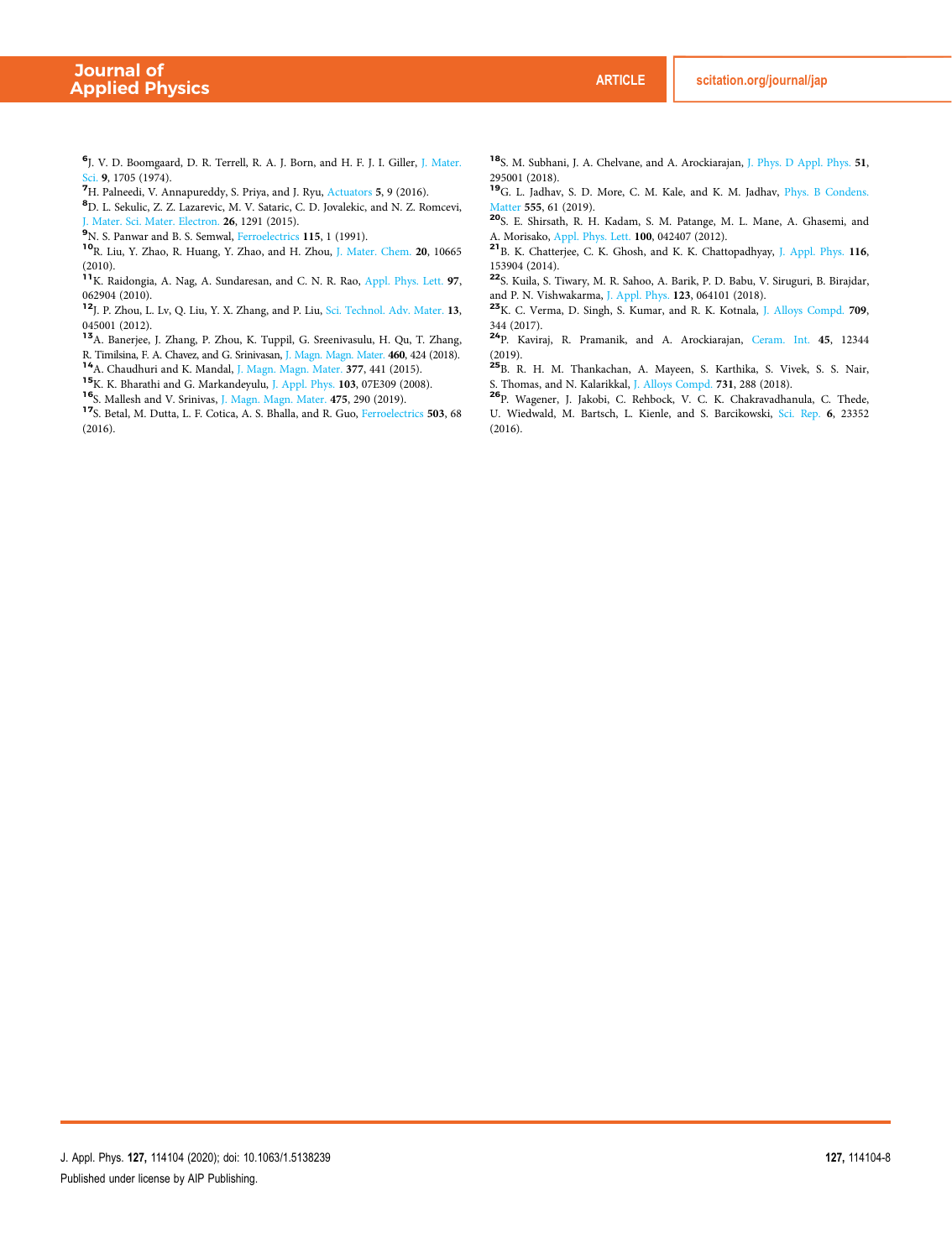[6] J. V. D. Boomgaard, D. R. Terrell, R. A. J. Born, and H. F. J. I. Giller, J. Mater. Sci. **9**, 1705 (1974).
[7] H. Palneedi, V. Annapureddy, S. Priya, and J. Ryu, Actuators **5**, 9 (2016).
[8] D. L. Sekulic, Z. Z. Lazarevic, M. V. Satarić, C. D. Jovalekic, and N. Z. Romcevi, J. Mater. Sci. Mater. Electron. **26**, 1291 (2015).
[9] N. S. Panwar and B. S. Semwal, Ferroelectrics **115**, 1 (1991).
[10] R. Liu, Y. Zhao, R. Huang, Y. Zhao, and H. Zhou, J. Mater. Chem. **20**, 10665 (2010).
[11] K. Raidongia, A. Nag, A. Sundaresan, and C. N. R. Rao, Appl. Phys. Lett. **97**, 062904 (2010).
[12] J. P. Zhou, L. Lv, Q. Liu, Y. X. Zhang, and P. Liu, Sci. Technol. Adv. Mater. **13**, 045001 (2012).
[13] A. Banerjee, J. Zhang, P. Zhou, K. Tuppil, G. Sreenivasulu, H. Qu, T. Zhang, R. Timilsina, F. A. Chavez, and G. Srinivasan, J. Magn. Magn. Mater. **460**, 424 (2018).
[14] A. Chaudhuri and K. Mandal, J. Magn. Magn. Mater. **377**, 441 (2015).
[15] K. K. Bharathi and G. Markandeyulu, J. Appl. Phys. **103**, 07E309 (2008).
[16] S. Mallesh and V. Srinivas, J. Magn. Magn. Mater. **475**, 290 (2019).
[17] S. Betal, M. Dutta, L. F. Cotica, A. S. Bhalla, and R. Guo, Ferroelectrics **503**, 68 (2016).
[18] S. M. Subhani, J. A. Chelvane, and A. Arockiarajan, J. Phys. D Appl. Phys. **51**, 295001 (2018).
[19] G. L. Jadhav, S. D. More, C. M. Kale, and K. M. Jadhav, Phys. B Condens. Matter **555**, 61 (2019).
[20] S. E. Shirsath, R. H. Kadam, S. M. Patange, M. L. Mane, A. Ghasemi, and A. Morisako, Appl. Phys. Lett. **100**, 042407 (2012).
[21] B. K. Chatterjee, C. K. Ghosh, and K. K. Chattopadhyay, J. Appl. Phys. **116**, 153904 (2014).
[22] S. Kuila, S. Tiwary, M. R. Sahoo, A. Barik, P. D. Babu, V. Siruguri, B. Birajdar, and P. N. Vishwakarma, J. Appl. Phys. **123**, 064101 (2018).
[23] K. C. Verma, D. Singh, S. Kumar, and R. K. Kotnala, J. Alloys Compd. **709**, 344 (2017).
[24] P. Kaviraj, R. Pramanik, and A. Arockiarajan, Ceram. Int. **45**, 12344 (2019).
[25] B. R. H. M. Thankachan, A. Mayeen, S. Karthika, S. Vivek, S. S. Nair, S. Thomas, and N. Kalarikkal, J. Alloys Compd. **731**, 288 (2018).
[26] P. Wagener, J. Jakobi, C. Rehbock, V. C. K. Chakravadhanula, C. Thede, U. Wiedwald, M. Bartsch, L. Kienle, and S. Barcikowski, Sci. Rep. **6**, 23352 (2016).